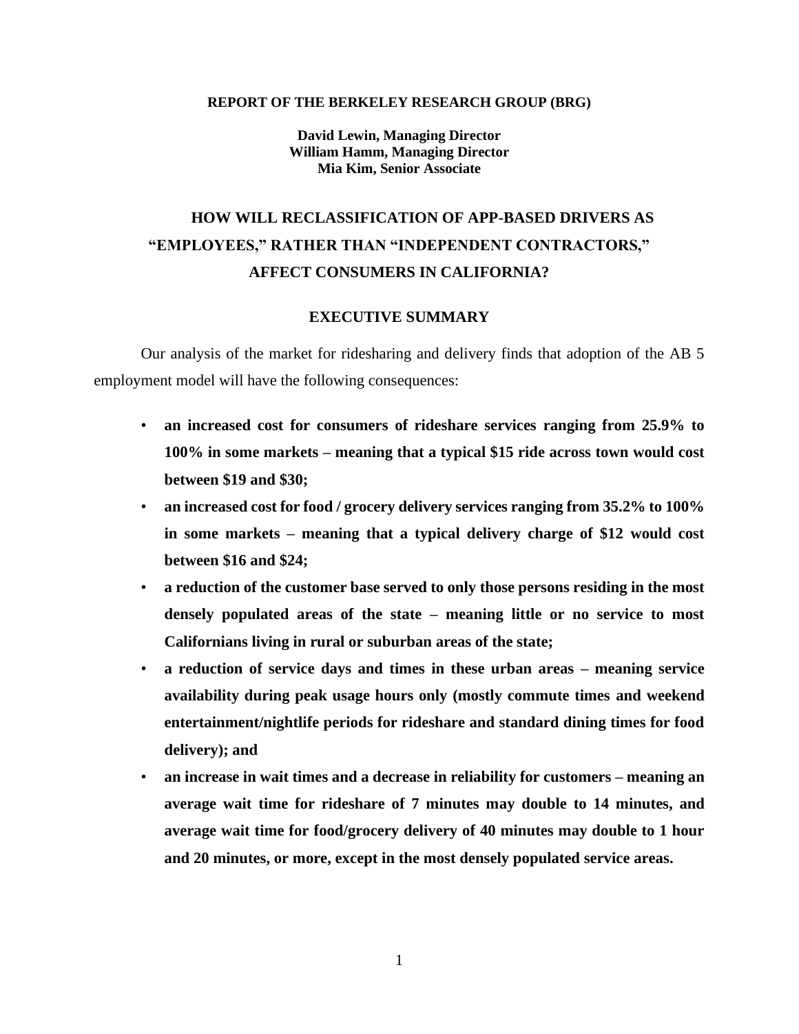**REPORT OF THE BERKELEY RESEARCH GROUP (BRG)**

**David Lewin, Managing Director**
**William Hamm, Managing Director**
**Mia Kim, Senior Associate**

# HOW WILL RECLASSIFICATION OF APP-BASED DRIVERS AS "EMPLOYEES," RATHER THAN "INDEPENDENT CONTRACTORS," AFFECT CONSUMERS IN CALIFORNIA?

## EXECUTIVE SUMMARY

Our analysis of the market for ridesharing and delivery finds that adoption of the AB 5 employment model will have the following consequences:

- **an increased cost for consumers of rideshare services ranging from 25.9% to 100% in some markets – meaning that a typical $15 ride across town would cost between $19 and $30;**
- **an increased cost for food / grocery delivery services ranging from 35.2% to 100% in some markets – meaning that a typical delivery charge of $12 would cost between $16 and $24;**
- **a reduction of the customer base served to only those persons residing in the most densely populated areas of the state – meaning little or no service to most Californians living in rural or suburban areas of the state;**
- **a reduction of service days and times in these urban areas – meaning service availability during peak usage hours only (mostly commute times and weekend entertainment/nightlife periods for rideshare and standard dining times for food delivery); and**
- **an increase in wait times and a decrease in reliability for customers – meaning an average wait time for rideshare of 7 minutes may double to 14 minutes, and average wait time for food/grocery delivery of 40 minutes may double to 1 hour and 20 minutes, or more, except in the most densely populated service areas.**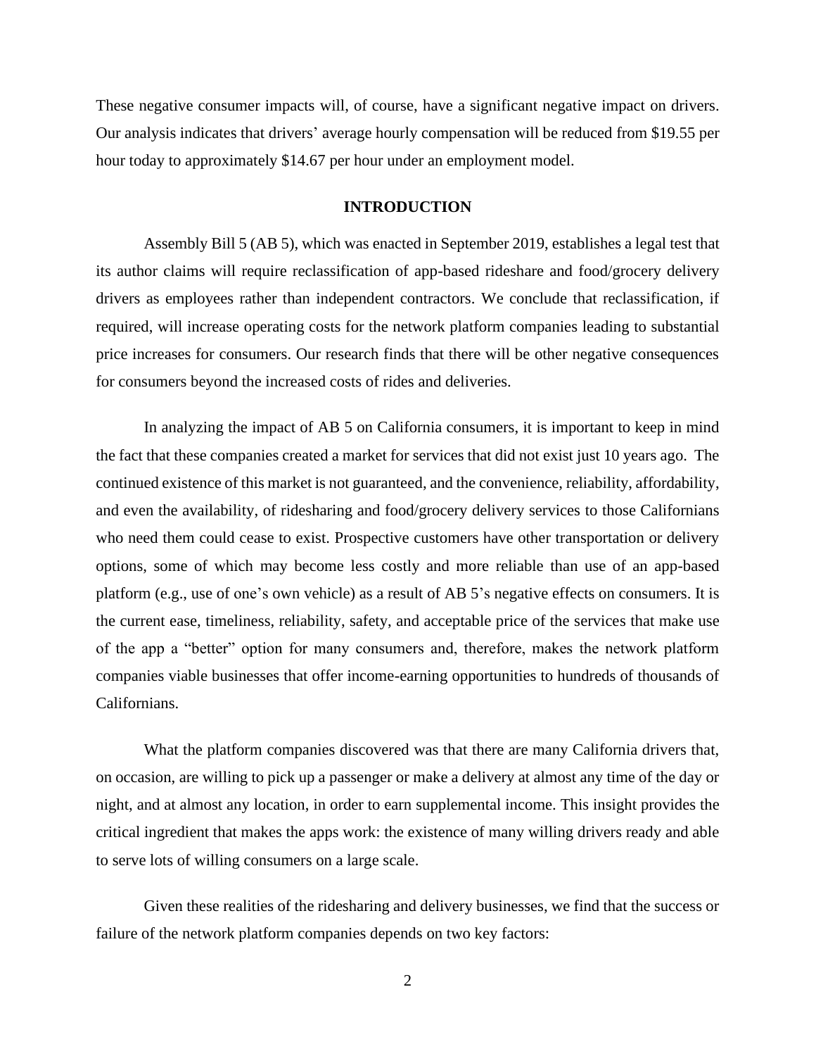These negative consumer impacts will, of course, have a significant negative impact on drivers. Our analysis indicates that drivers' average hourly compensation will be reduced from $19.55 per hour today to approximately $14.67 per hour under an employment model.

## INTRODUCTION

Assembly Bill 5 (AB 5), which was enacted in September 2019, establishes a legal test that its author claims will require reclassification of app-based rideshare and food/grocery delivery drivers as employees rather than independent contractors. We conclude that reclassification, if required, will increase operating costs for the network platform companies leading to substantial price increases for consumers. Our research finds that there will be other negative consequences for consumers beyond the increased costs of rides and deliveries.

In analyzing the impact of AB 5 on California consumers, it is important to keep in mind the fact that these companies created a market for services that did not exist just 10 years ago. The continued existence of this market is not guaranteed, and the convenience, reliability, affordability, and even the availability, of ridesharing and food/grocery delivery services to those Californians who need them could cease to exist. Prospective customers have other transportation or delivery options, some of which may become less costly and more reliable than use of an app-based platform (e.g., use of one's own vehicle) as a result of AB 5's negative effects on consumers. It is the current ease, timeliness, reliability, safety, and acceptable price of the services that make use of the app a "better" option for many consumers and, therefore, makes the network platform companies viable businesses that offer income-earning opportunities to hundreds of thousands of Californians.

What the platform companies discovered was that there are many California drivers that, on occasion, are willing to pick up a passenger or make a delivery at almost any time of the day or night, and at almost any location, in order to earn supplemental income. This insight provides the critical ingredient that makes the apps work: the existence of many willing drivers ready and able to serve lots of willing consumers on a large scale.

Given these realities of the ridesharing and delivery businesses, we find that the success or failure of the network platform companies depends on two key factors: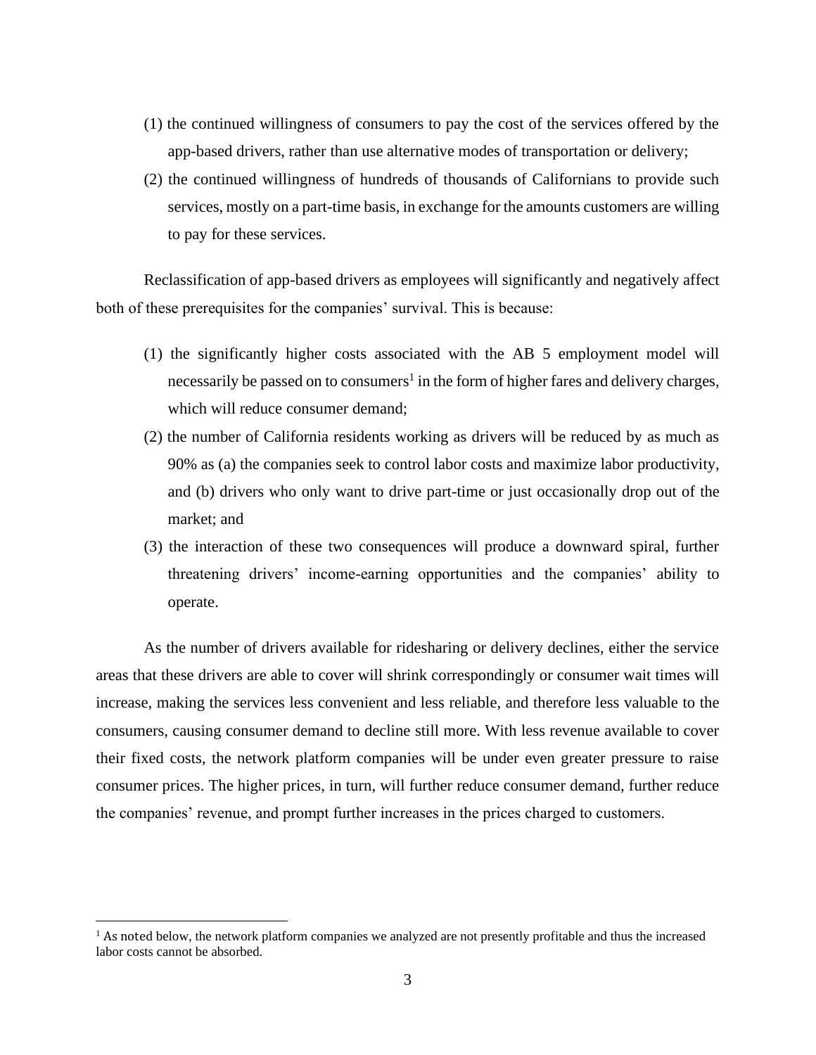(1) the continued willingness of consumers to pay the cost of the services offered by the app-based drivers, rather than use alternative modes of transportation or delivery;

(2) the continued willingness of hundreds of thousands of Californians to provide such services, mostly on a part-time basis, in exchange for the amounts customers are willing to pay for these services.

Reclassification of app-based drivers as employees will significantly and negatively affect both of these prerequisites for the companies' survival. This is because:

(1) the significantly higher costs associated with the AB 5 employment model will necessarily be passed on to consumers[1] in the form of higher fares and delivery charges, which will reduce consumer demand;

(2) the number of California residents working as drivers will be reduced by as much as 90% as (a) the companies seek to control labor costs and maximize labor productivity, and (b) drivers who only want to drive part-time or just occasionally drop out of the market; and

(3) the interaction of these two consequences will produce a downward spiral, further threatening drivers' income-earning opportunities and the companies' ability to operate.

As the number of drivers available for ridesharing or delivery declines, either the service areas that these drivers are able to cover will shrink correspondingly or consumer wait times will increase, making the services less convenient and less reliable, and therefore less valuable to the consumers, causing consumer demand to decline still more. With less revenue available to cover their fixed costs, the network platform companies will be under even greater pressure to raise consumer prices. The higher prices, in turn, will further reduce consumer demand, further reduce the companies' revenue, and prompt further increases in the prices charged to customers.

[1] As noted below, the network platform companies we analyzed are not presently profitable and thus the increased labor costs cannot be absorbed.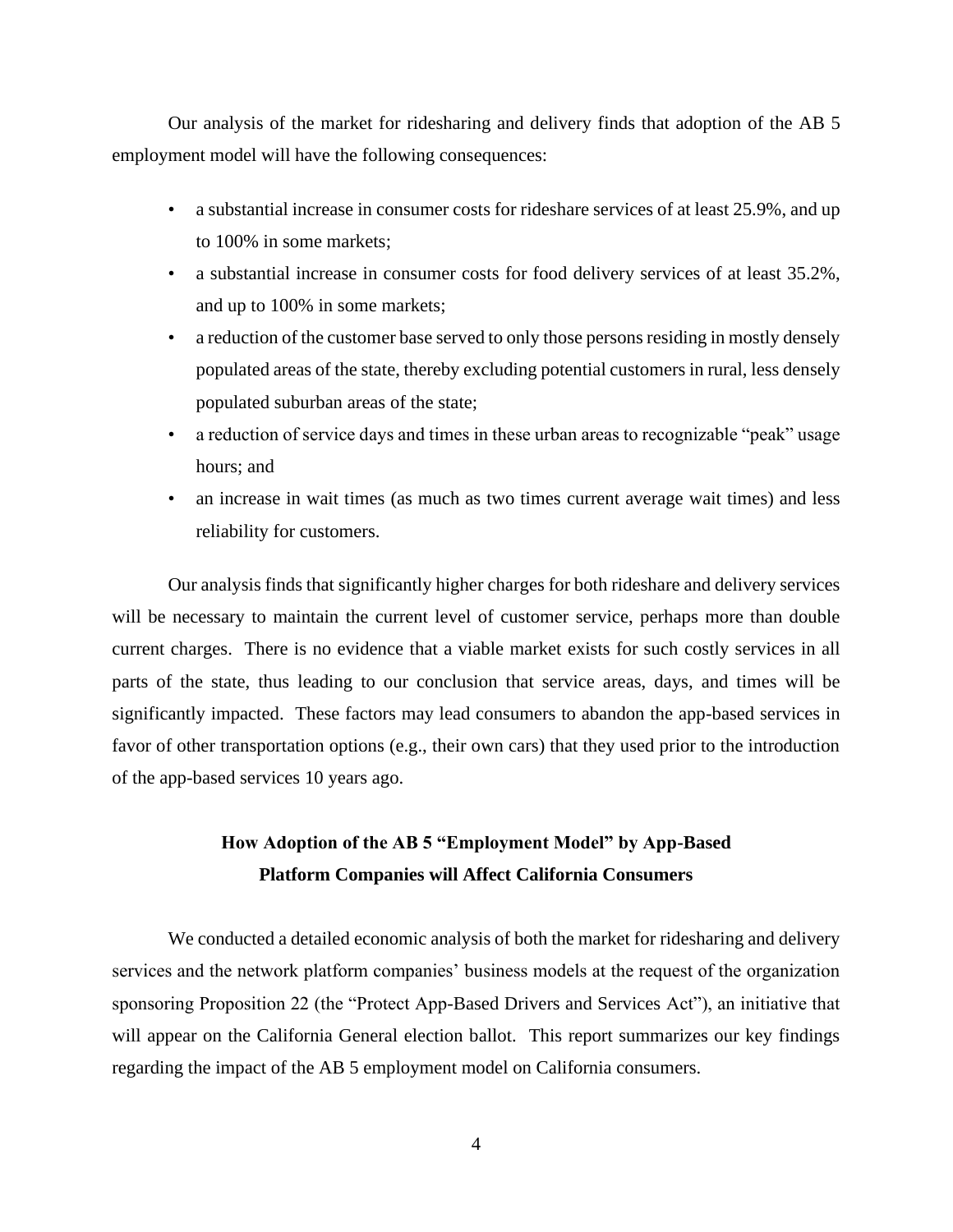Our analysis of the market for ridesharing and delivery finds that adoption of the AB 5 employment model will have the following consequences:

- a substantial increase in consumer costs for rideshare services of at least 25.9%, and up to 100% in some markets;
- a substantial increase in consumer costs for food delivery services of at least 35.2%, and up to 100% in some markets;
- a reduction of the customer base served to only those persons residing in mostly densely populated areas of the state, thereby excluding potential customers in rural, less densely populated suburban areas of the state;
- a reduction of service days and times in these urban areas to recognizable "peak" usage hours; and
- an increase in wait times (as much as two times current average wait times) and less reliability for customers.

Our analysis finds that significantly higher charges for both rideshare and delivery services will be necessary to maintain the current level of customer service, perhaps more than double current charges. There is no evidence that a viable market exists for such costly services in all parts of the state, thus leading to our conclusion that service areas, days, and times will be significantly impacted. These factors may lead consumers to abandon the app-based services in favor of other transportation options (e.g., their own cars) that they used prior to the introduction of the app-based services 10 years ago.

## How Adoption of the AB 5 "Employment Model" by App-Based Platform Companies will Affect California Consumers

We conducted a detailed economic analysis of both the market for ridesharing and delivery services and the network platform companies' business models at the request of the organization sponsoring Proposition 22 (the "Protect App-Based Drivers and Services Act"), an initiative that will appear on the California General election ballot. This report summarizes our key findings regarding the impact of the AB 5 employment model on California consumers.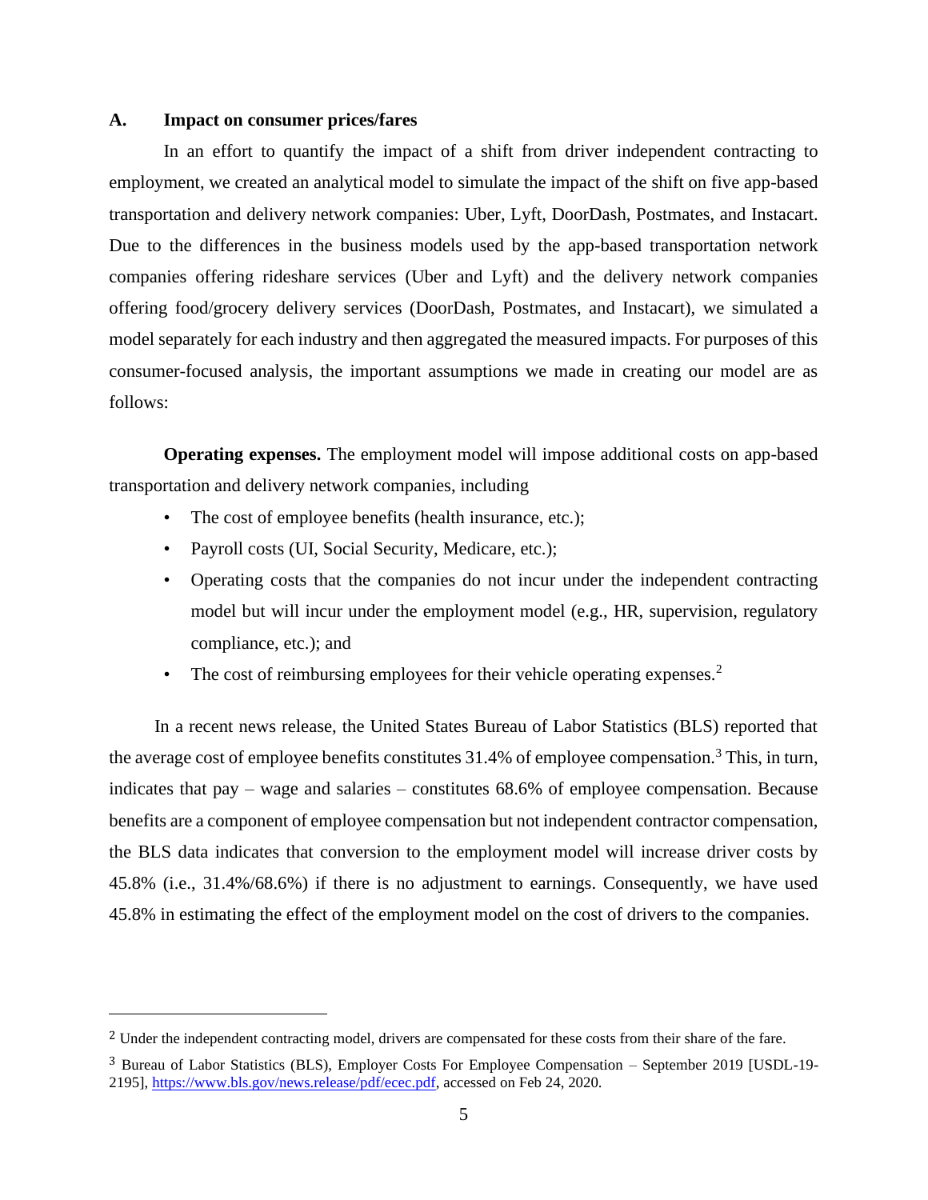### A. Impact on consumer prices/fares

In an effort to quantify the impact of a shift from driver independent contracting to employment, we created an analytical model to simulate the impact of the shift on five app-based transportation and delivery network companies: Uber, Lyft, DoorDash, Postmates, and Instacart. Due to the differences in the business models used by the app-based transportation network companies offering rideshare services (Uber and Lyft) and the delivery network companies offering food/grocery delivery services (DoorDash, Postmates, and Instacart), we simulated a model separately for each industry and then aggregated the measured impacts. For purposes of this consumer-focused analysis, the important assumptions we made in creating our model are as follows:

**Operating expenses.** The employment model will impose additional costs on app-based transportation and delivery network companies, including

- The cost of employee benefits (health insurance, etc.);
- Payroll costs (UI, Social Security, Medicare, etc.);
- Operating costs that the companies do not incur under the independent contracting model but will incur under the employment model (e.g., HR, supervision, regulatory compliance, etc.); and
- The cost of reimbursing employees for their vehicle operating expenses.[2]

In a recent news release, the United States Bureau of Labor Statistics (BLS) reported that the average cost of employee benefits constitutes 31.4% of employee compensation.[3] This, in turn, indicates that pay – wage and salaries – constitutes 68.6% of employee compensation. Because benefits are a component of employee compensation but not independent contractor compensation, the BLS data indicates that conversion to the employment model will increase driver costs by 45.8% (i.e., 31.4%/68.6%) if there is no adjustment to earnings. Consequently, we have used 45.8% in estimating the effect of the employment model on the cost of drivers to the companies.

---

[2] Under the independent contracting model, drivers are compensated for these costs from their share of the fare.

[3] Bureau of Labor Statistics (BLS), Employer Costs For Employee Compensation – September 2019 [USDL-19-2195], https://www.bls.gov/news.release/pdf/ecec.pdf, accessed on Feb 24, 2020.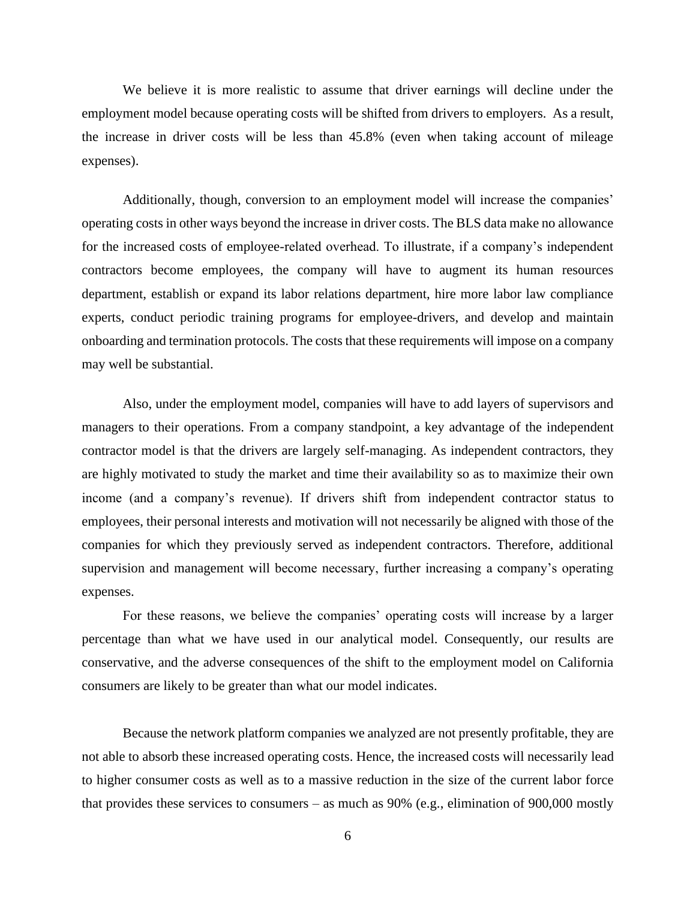We believe it is more realistic to assume that driver earnings will decline under the employment model because operating costs will be shifted from drivers to employers. As a result, the increase in driver costs will be less than 45.8% (even when taking account of mileage expenses).

Additionally, though, conversion to an employment model will increase the companies' operating costs in other ways beyond the increase in driver costs. The BLS data make no allowance for the increased costs of employee-related overhead. To illustrate, if a company's independent contractors become employees, the company will have to augment its human resources department, establish or expand its labor relations department, hire more labor law compliance experts, conduct periodic training programs for employee-drivers, and develop and maintain onboarding and termination protocols. The costs that these requirements will impose on a company may well be substantial.

Also, under the employment model, companies will have to add layers of supervisors and managers to their operations. From a company standpoint, a key advantage of the independent contractor model is that the drivers are largely self-managing. As independent contractors, they are highly motivated to study the market and time their availability so as to maximize their own income (and a company's revenue). If drivers shift from independent contractor status to employees, their personal interests and motivation will not necessarily be aligned with those of the companies for which they previously served as independent contractors. Therefore, additional supervision and management will become necessary, further increasing a company's operating expenses.

For these reasons, we believe the companies' operating costs will increase by a larger percentage than what we have used in our analytical model. Consequently, our results are conservative, and the adverse consequences of the shift to the employment model on California consumers are likely to be greater than what our model indicates.

Because the network platform companies we analyzed are not presently profitable, they are not able to absorb these increased operating costs. Hence, the increased costs will necessarily lead to higher consumer costs as well as to a massive reduction in the size of the current labor force that provides these services to consumers – as much as 90% (e.g., elimination of 900,000 mostly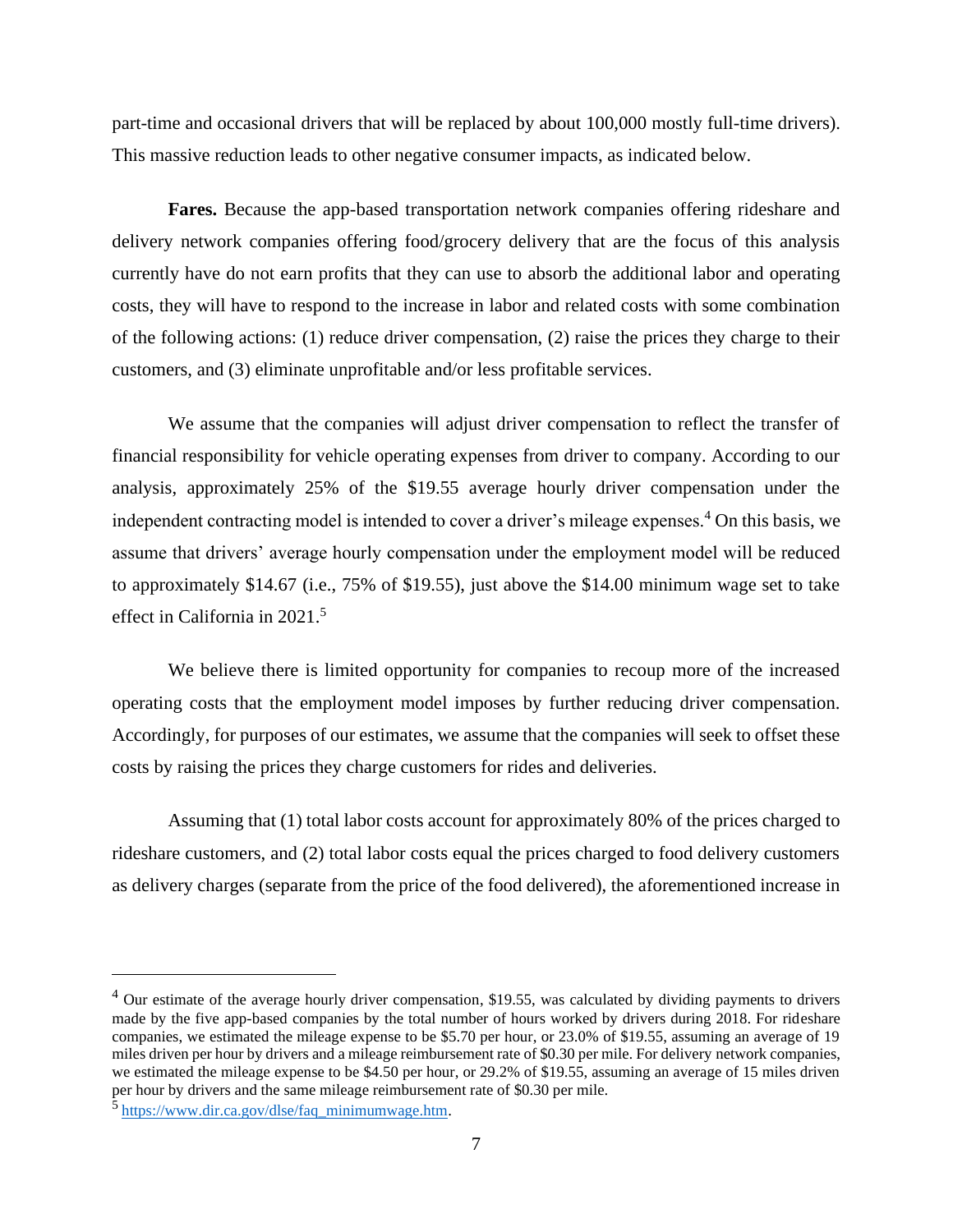part-time and occasional drivers that will be replaced by about 100,000 mostly full-time drivers). This massive reduction leads to other negative consumer impacts, as indicated below.

**Fares.** Because the app-based transportation network companies offering rideshare and delivery network companies offering food/grocery delivery that are the focus of this analysis currently have do not earn profits that they can use to absorb the additional labor and operating costs, they will have to respond to the increase in labor and related costs with some combination of the following actions: (1) reduce driver compensation, (2) raise the prices they charge to their customers, and (3) eliminate unprofitable and/or less profitable services.

We assume that the companies will adjust driver compensation to reflect the transfer of financial responsibility for vehicle operating expenses from driver to company. According to our analysis, approximately 25% of the $19.55 average hourly driver compensation under the independent contracting model is intended to cover a driver's mileage expenses.[4] On this basis, we assume that drivers' average hourly compensation under the employment model will be reduced to approximately $14.67 (i.e., 75% of $19.55), just above the $14.00 minimum wage set to take effect in California in 2021.[5]

We believe there is limited opportunity for companies to recoup more of the increased operating costs that the employment model imposes by further reducing driver compensation. Accordingly, for purposes of our estimates, we assume that the companies will seek to offset these costs by raising the prices they charge customers for rides and deliveries.

Assuming that (1) total labor costs account for approximately 80% of the prices charged to rideshare customers, and (2) total labor costs equal the prices charged to food delivery customers as delivery charges (separate from the price of the food delivered), the aforementioned increase in

---

[4] Our estimate of the average hourly driver compensation, $19.55, was calculated by dividing payments to drivers made by the five app-based companies by the total number of hours worked by drivers during 2018. For rideshare companies, we estimated the mileage expense to be $5.70 per hour, or 23.0% of $19.55, assuming an average of 19 miles driven per hour by drivers and a mileage reimbursement rate of $0.30 per mile. For delivery network companies, we estimated the mileage expense to be $4.50 per hour, or 29.2% of $19.55, assuming an average of 15 miles driven per hour by drivers and the same mileage reimbursement rate of $0.30 per mile.

[5] https://www.dir.ca.gov/dlse/faq_minimumwage.htm.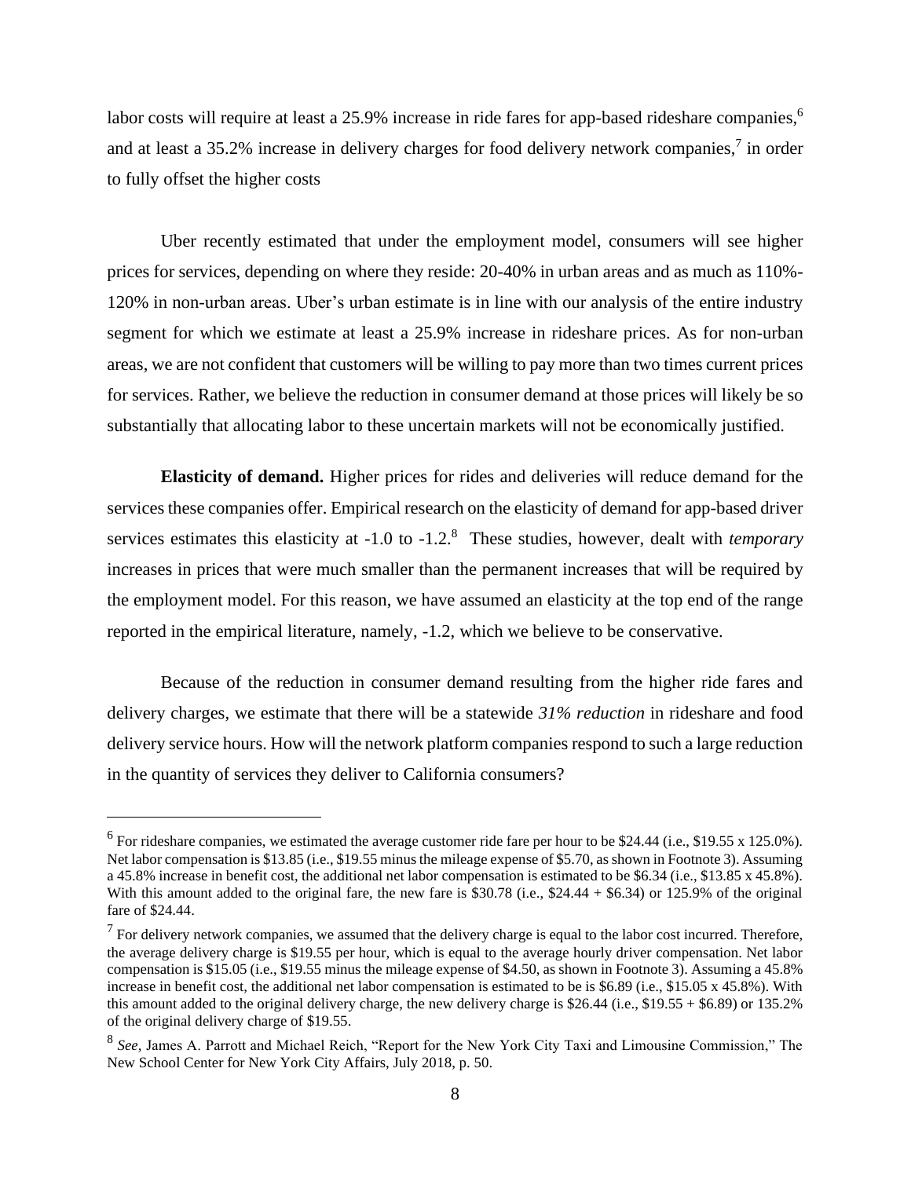labor costs will require at least a 25.9% increase in ride fares for app-based rideshare companies,[6] and at least a 35.2% increase in delivery charges for food delivery network companies,[7] in order to fully offset the higher costs

Uber recently estimated that under the employment model, consumers will see higher prices for services, depending on where they reside: 20-40% in urban areas and as much as 110%-120% in non-urban areas. Uber's urban estimate is in line with our analysis of the entire industry segment for which we estimate at least a 25.9% increase in rideshare prices. As for non-urban areas, we are not confident that customers will be willing to pay more than two times current prices for services. Rather, we believe the reduction in consumer demand at those prices will likely be so substantially that allocating labor to these uncertain markets will not be economically justified.

**Elasticity of demand.** Higher prices for rides and deliveries will reduce demand for the services these companies offer. Empirical research on the elasticity of demand for app-based driver services estimates this elasticity at -1.0 to -1.2.[8] These studies, however, dealt with *temporary* increases in prices that were much smaller than the permanent increases that will be required by the employment model. For this reason, we have assumed an elasticity at the top end of the range reported in the empirical literature, namely, -1.2, which we believe to be conservative.

Because of the reduction in consumer demand resulting from the higher ride fares and delivery charges, we estimate that there will be a statewide *31% reduction* in rideshare and food delivery service hours. How will the network platform companies respond to such a large reduction in the quantity of services they deliver to California consumers?

---

[6] For rideshare companies, we estimated the average customer ride fare per hour to be $24.44 (i.e., $19.55 x 125.0%). Net labor compensation is $13.85 (i.e., $19.55 minus the mileage expense of $5.70, as shown in Footnote 3). Assuming a 45.8% increase in benefit cost, the additional net labor compensation is estimated to be $6.34 (i.e., $13.85 x 45.8%). With this amount added to the original fare, the new fare is $30.78 (i.e., $24.44 + $6.34) or 125.9% of the original fare of $24.44.

[7] For delivery network companies, we assumed that the delivery charge is equal to the labor cost incurred. Therefore, the average delivery charge is $19.55 per hour, which is equal to the average hourly driver compensation. Net labor compensation is $15.05 (i.e., $19.55 minus the mileage expense of $4.50, as shown in Footnote 3). Assuming a 45.8% increase in benefit cost, the additional net labor compensation is estimated to be is $6.89 (i.e., $15.05 x 45.8%). With this amount added to the original delivery charge, the new delivery charge is $26.44 (i.e., $19.55 + $6.89) or 135.2% of the original delivery charge of $19.55.

[8] *See,* James A. Parrott and Michael Reich, "Report for the New York City Taxi and Limousine Commission," The New School Center for New York City Affairs, July 2018, p. 50.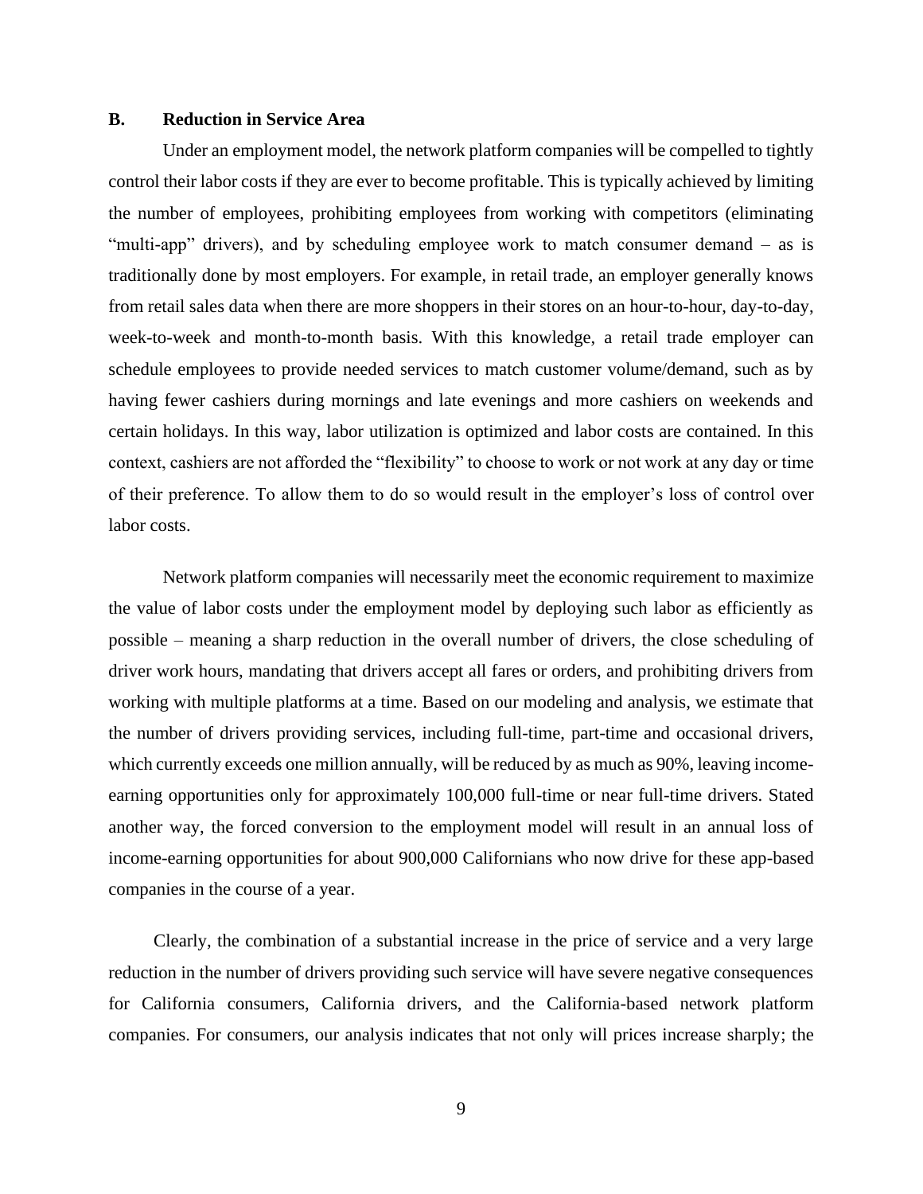### B. Reduction in Service Area

Under an employment model, the network platform companies will be compelled to tightly control their labor costs if they are ever to become profitable. This is typically achieved by limiting the number of employees, prohibiting employees from working with competitors (eliminating "multi-app" drivers), and by scheduling employee work to match consumer demand – as is traditionally done by most employers. For example, in retail trade, an employer generally knows from retail sales data when there are more shoppers in their stores on an hour-to-hour, day-to-day, week-to-week and month-to-month basis. With this knowledge, a retail trade employer can schedule employees to provide needed services to match customer volume/demand, such as by having fewer cashiers during mornings and late evenings and more cashiers on weekends and certain holidays. In this way, labor utilization is optimized and labor costs are contained. In this context, cashiers are not afforded the "flexibility" to choose to work or not work at any day or time of their preference. To allow them to do so would result in the employer's loss of control over labor costs.

Network platform companies will necessarily meet the economic requirement to maximize the value of labor costs under the employment model by deploying such labor as efficiently as possible – meaning a sharp reduction in the overall number of drivers, the close scheduling of driver work hours, mandating that drivers accept all fares or orders, and prohibiting drivers from working with multiple platforms at a time. Based on our modeling and analysis, we estimate that the number of drivers providing services, including full-time, part-time and occasional drivers, which currently exceeds one million annually, will be reduced by as much as 90%, leaving income-earning opportunities only for approximately 100,000 full-time or near full-time drivers. Stated another way, the forced conversion to the employment model will result in an annual loss of income-earning opportunities for about 900,000 Californians who now drive for these app-based companies in the course of a year.

Clearly, the combination of a substantial increase in the price of service and a very large reduction in the number of drivers providing such service will have severe negative consequences for California consumers, California drivers, and the California-based network platform companies. For consumers, our analysis indicates that not only will prices increase sharply; the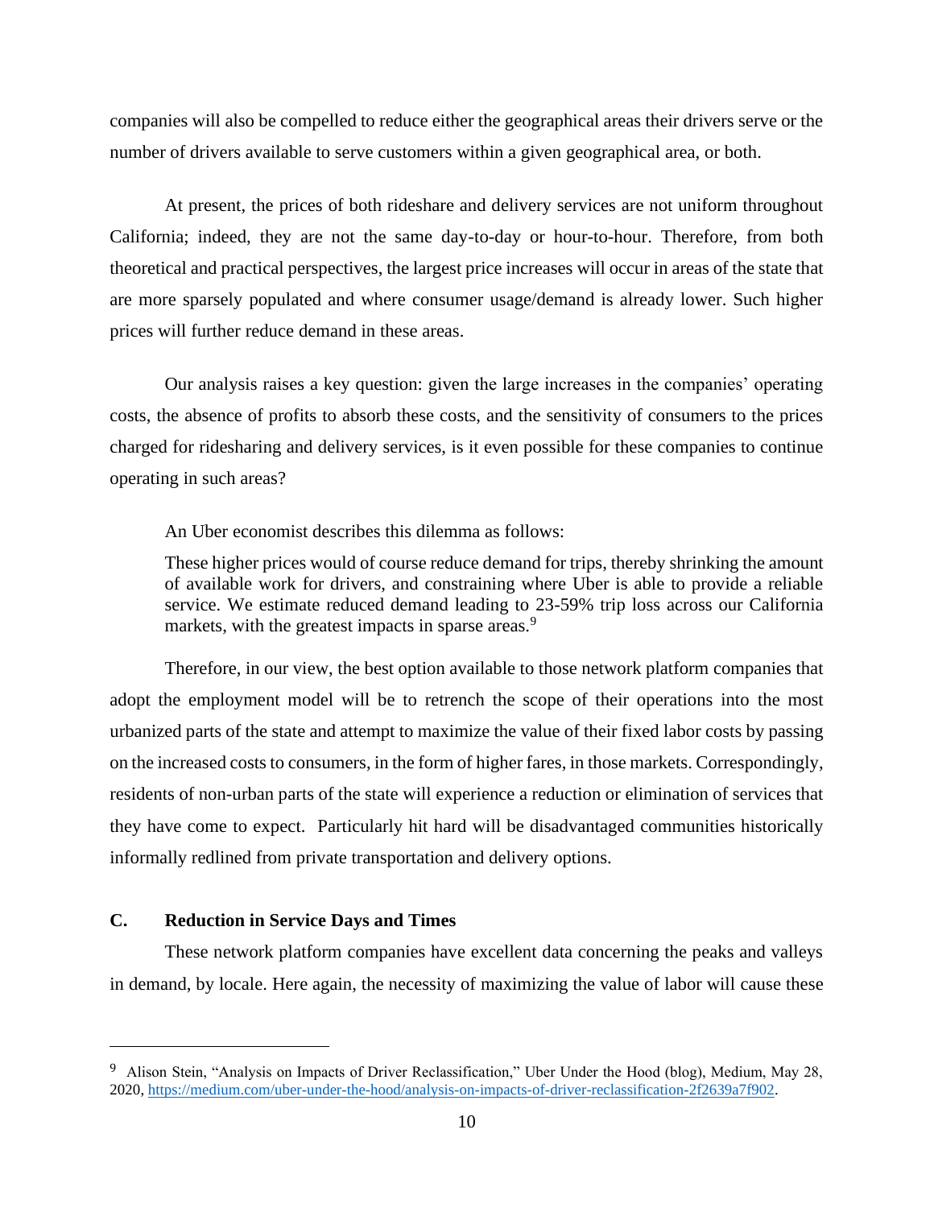companies will also be compelled to reduce either the geographical areas their drivers serve or the number of drivers available to serve customers within a given geographical area, or both.

At present, the prices of both rideshare and delivery services are not uniform throughout California; indeed, they are not the same day-to-day or hour-to-hour. Therefore, from both theoretical and practical perspectives, the largest price increases will occur in areas of the state that are more sparsely populated and where consumer usage/demand is already lower. Such higher prices will further reduce demand in these areas.

Our analysis raises a key question: given the large increases in the companies' operating costs, the absence of profits to absorb these costs, and the sensitivity of consumers to the prices charged for ridesharing and delivery services, is it even possible for these companies to continue operating in such areas?

An Uber economist describes this dilemma as follows:

> These higher prices would of course reduce demand for trips, thereby shrinking the amount of available work for drivers, and constraining where Uber is able to provide a reliable service. We estimate reduced demand leading to 23-59% trip loss across our California markets, with the greatest impacts in sparse areas.[9]

Therefore, in our view, the best option available to those network platform companies that adopt the employment model will be to retrench the scope of their operations into the most urbanized parts of the state and attempt to maximize the value of their fixed labor costs by passing on the increased costs to consumers, in the form of higher fares, in those markets. Correspondingly, residents of non-urban parts of the state will experience a reduction or elimination of services that they have come to expect. Particularly hit hard will be disadvantaged communities historically informally redlined from private transportation and delivery options.

### C. Reduction in Service Days and Times

These network platform companies have excellent data concerning the peaks and valleys in demand, by locale. Here again, the necessity of maximizing the value of labor will cause these

---

[9] Alison Stein, "Analysis on Impacts of Driver Reclassification," Uber Under the Hood (blog), Medium, May 28, 2020, https://medium.com/uber-under-the-hood/analysis-on-impacts-of-driver-reclassification-2f2639a7f902.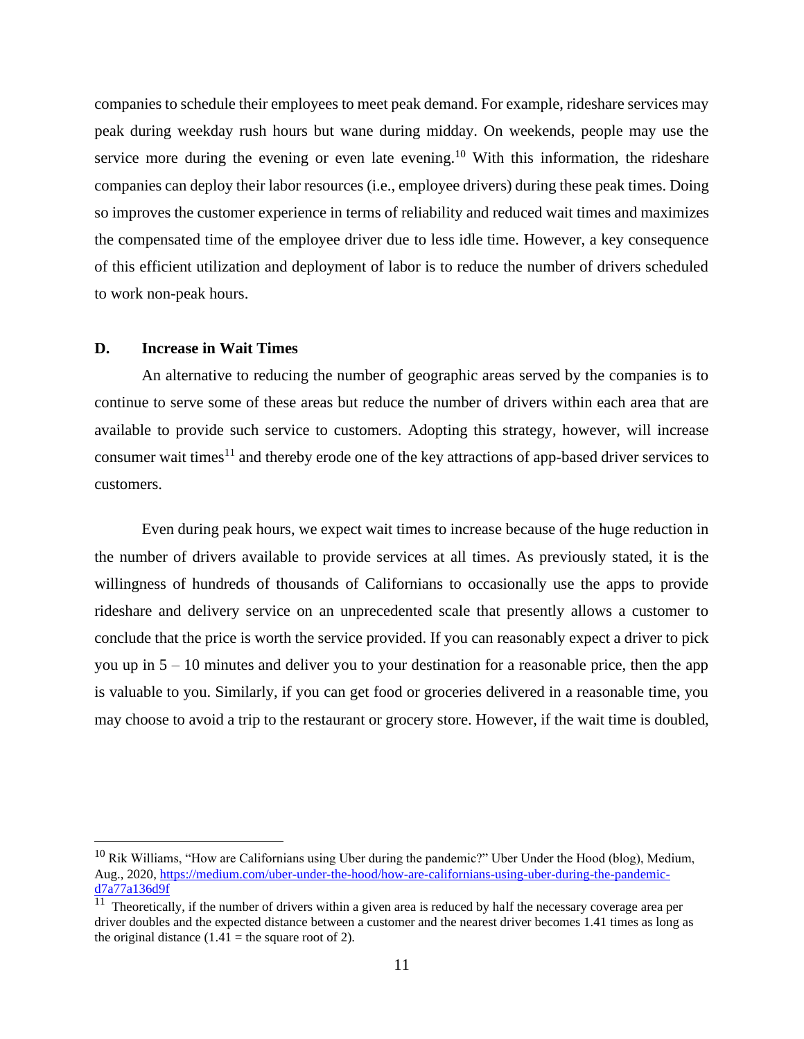companies to schedule their employees to meet peak demand. For example, rideshare services may peak during weekday rush hours but wane during midday. On weekends, people may use the service more during the evening or even late evening.[10] With this information, the rideshare companies can deploy their labor resources (i.e., employee drivers) during these peak times. Doing so improves the customer experience in terms of reliability and reduced wait times and maximizes the compensated time of the employee driver due to less idle time. However, a key consequence of this efficient utilization and deployment of labor is to reduce the number of drivers scheduled to work non-peak hours.

### D. Increase in Wait Times

An alternative to reducing the number of geographic areas served by the companies is to continue to serve some of these areas but reduce the number of drivers within each area that are available to provide such service to customers. Adopting this strategy, however, will increase consumer wait times[11] and thereby erode one of the key attractions of app-based driver services to customers.

Even during peak hours, we expect wait times to increase because of the huge reduction in the number of drivers available to provide services at all times. As previously stated, it is the willingness of hundreds of thousands of Californians to occasionally use the apps to provide rideshare and delivery service on an unprecedented scale that presently allows a customer to conclude that the price is worth the service provided. If you can reasonably expect a driver to pick you up in 5 – 10 minutes and deliver you to your destination for a reasonable price, then the app is valuable to you. Similarly, if you can get food or groceries delivered in a reasonable time, you may choose to avoid a trip to the restaurant or grocery store. However, if the wait time is doubled,

---

[10] Rik Williams, "How are Californians using Uber during the pandemic?" Uber Under the Hood (blog), Medium, Aug., 2020, [https://medium.com/uber-under-the-hood/how-are-californians-using-uber-during-the-pandemic-d7a77a136d9f](https://medium.com/uber-under-the-hood/how-are-californians-using-uber-during-the-pandemic-d7a77a136d9f)

[11] Theoretically, if the number of drivers within a given area is reduced by half the necessary coverage area per driver doubles and the expected distance between a customer and the nearest driver becomes 1.41 times as long as the original distance (1.41 = the square root of 2).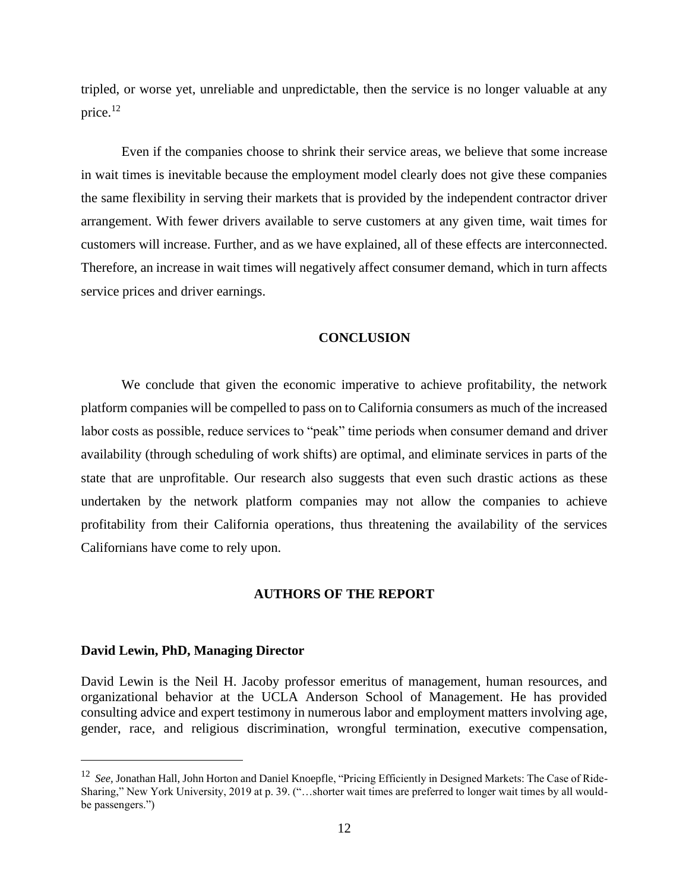tripled, or worse yet, unreliable and unpredictable, then the service is no longer valuable at any price.[12]

Even if the companies choose to shrink their service areas, we believe that some increase in wait times is inevitable because the employment model clearly does not give these companies the same flexibility in serving their markets that is provided by the independent contractor driver arrangement. With fewer drivers available to serve customers at any given time, wait times for customers will increase. Further, and as we have explained, all of these effects are interconnected. Therefore, an increase in wait times will negatively affect consumer demand, which in turn affects service prices and driver earnings.

## CONCLUSION

We conclude that given the economic imperative to achieve profitability, the network platform companies will be compelled to pass on to California consumers as much of the increased labor costs as possible, reduce services to "peak" time periods when consumer demand and driver availability (through scheduling of work shifts) are optimal, and eliminate services in parts of the state that are unprofitable. Our research also suggests that even such drastic actions as these undertaken by the network platform companies may not allow the companies to achieve profitability from their California operations, thus threatening the availability of the services Californians have come to rely upon.

## AUTHORS OF THE REPORT

**David Lewin, PhD, Managing Director**

David Lewin is the Neil H. Jacoby professor emeritus of management, human resources, and organizational behavior at the UCLA Anderson School of Management. He has provided consulting advice and expert testimony in numerous labor and employment matters involving age, gender, race, and religious discrimination, wrongful termination, executive compensation,

---

[12] *See*, Jonathan Hall, John Horton and Daniel Knoepfle, "Pricing Efficiently in Designed Markets: The Case of Ride-Sharing," New York University, 2019 at p. 39. ("…shorter wait times are preferred to longer wait times by all would-be passengers.")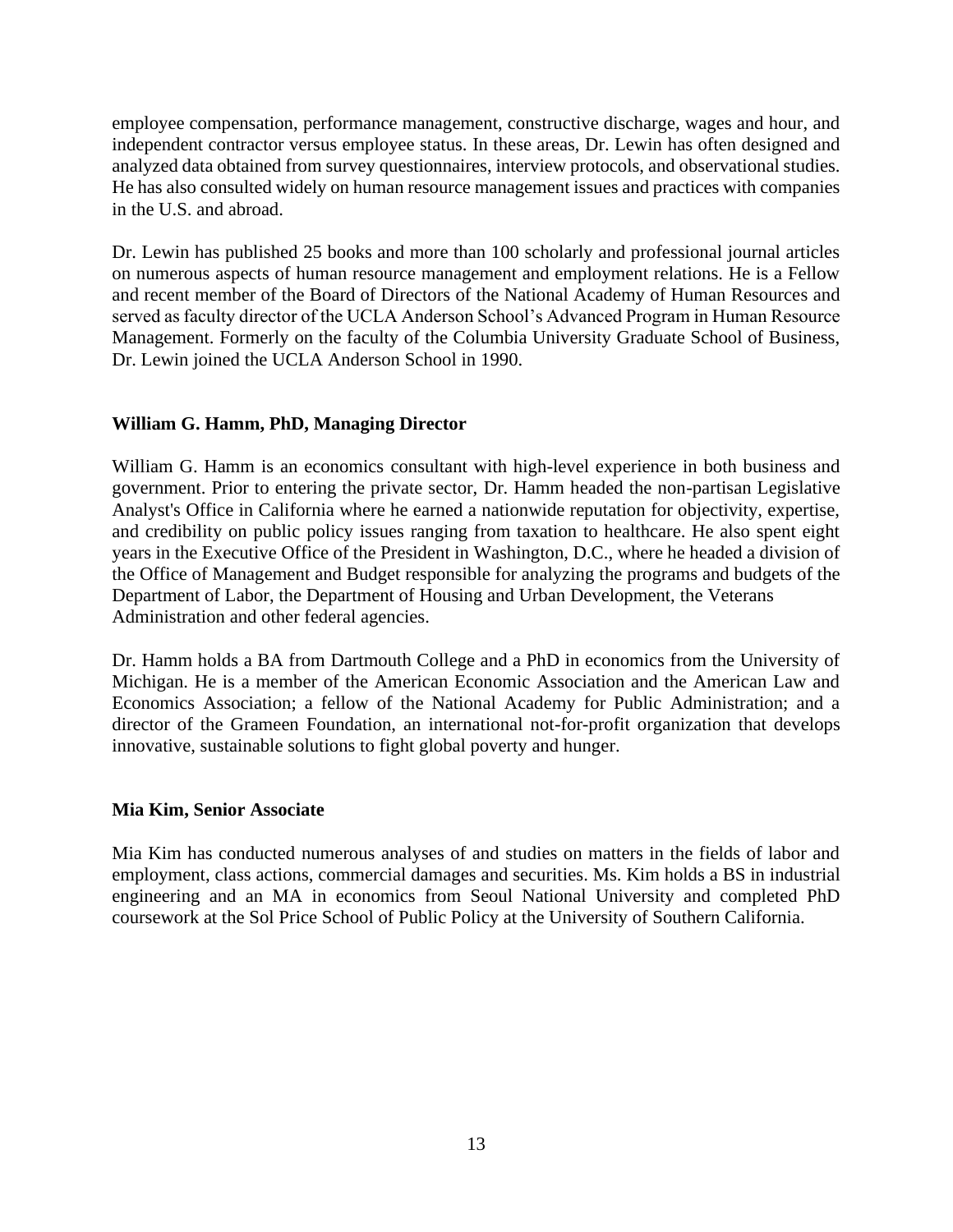employee compensation, performance management, constructive discharge, wages and hour, and independent contractor versus employee status. In these areas, Dr. Lewin has often designed and analyzed data obtained from survey questionnaires, interview protocols, and observational studies. He has also consulted widely on human resource management issues and practices with companies in the U.S. and abroad.

Dr. Lewin has published 25 books and more than 100 scholarly and professional journal articles on numerous aspects of human resource management and employment relations. He is a Fellow and recent member of the Board of Directors of the National Academy of Human Resources and served as faculty director of the UCLA Anderson School's Advanced Program in Human Resource Management. Formerly on the faculty of the Columbia University Graduate School of Business, Dr. Lewin joined the UCLA Anderson School in 1990.

**William G. Hamm, PhD, Managing Director**

William G. Hamm is an economics consultant with high-level experience in both business and government. Prior to entering the private sector, Dr. Hamm headed the non-partisan Legislative Analyst's Office in California where he earned a nationwide reputation for objectivity, expertise, and credibility on public policy issues ranging from taxation to healthcare. He also spent eight years in the Executive Office of the President in Washington, D.C., where he headed a division of the Office of Management and Budget responsible for analyzing the programs and budgets of the Department of Labor, the Department of Housing and Urban Development, the Veterans Administration and other federal agencies.

Dr. Hamm holds a BA from Dartmouth College and a PhD in economics from the University of Michigan. He is a member of the American Economic Association and the American Law and Economics Association; a fellow of the National Academy for Public Administration; and a director of the Grameen Foundation, an international not-for-profit organization that develops innovative, sustainable solutions to fight global poverty and hunger.

**Mia Kim, Senior Associate**

Mia Kim has conducted numerous analyses of and studies on matters in the fields of labor and employment, class actions, commercial damages and securities. Ms. Kim holds a BS in industrial engineering and an MA in economics from Seoul National University and completed PhD coursework at the Sol Price School of Public Policy at the University of Southern California.